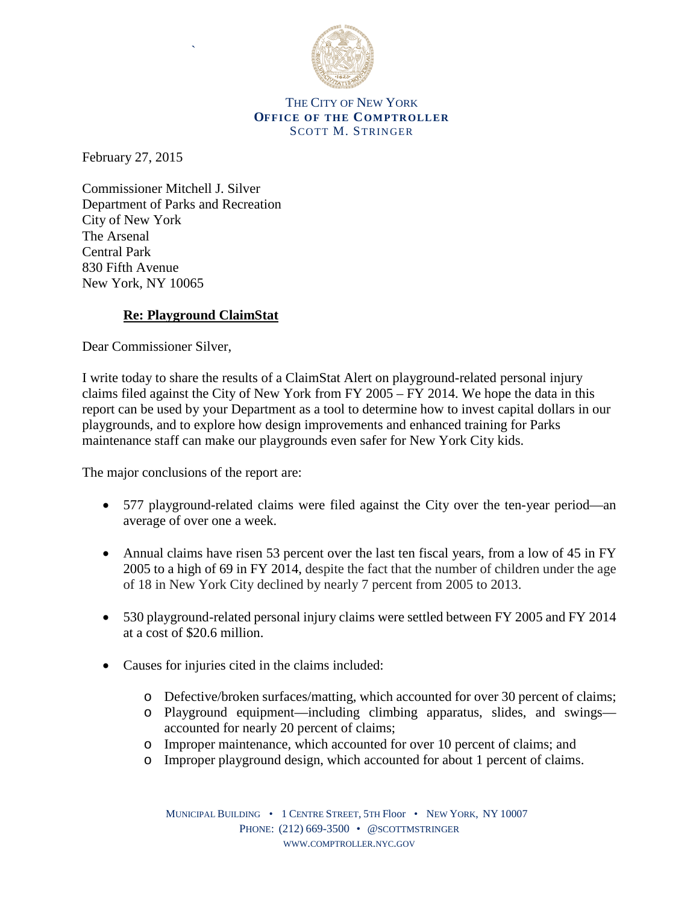THE CITY OF NEW YORK
**OFFICE OF THE COMPTROLLER**
SCOTT M. STRINGER

February 27, 2015

Commissioner Mitchell J. Silver
Department of Parks and Recreation
City of New York
The Arsenal
Central Park
830 Fifth Avenue
New York, NY 10065

**Re: Playground ClaimStat**

Dear Commissioner Silver,

I write today to share the results of a ClaimStat Alert on playground-related personal injury claims filed against the City of New York from FY 2005 – FY 2014. We hope the data in this report can be used by your Department as a tool to determine how to invest capital dollars in our playgrounds, and to explore how design improvements and enhanced training for Parks maintenance staff can make our playgrounds even safer for New York City kids.

The major conclusions of the report are:

- 577 playground-related claims were filed against the City over the ten-year period—an average of over one a week.
- Annual claims have risen 53 percent over the last ten fiscal years, from a low of 45 in FY 2005 to a high of 69 in FY 2014, despite the fact that the number of children under the age of 18 in New York City declined by nearly 7 percent from 2005 to 2013.
- 530 playground-related personal injury claims were settled between FY 2005 and FY 2014 at a cost of $20.6 million.
- Causes for injuries cited in the claims included:
  - Defective/broken surfaces/matting, which accounted for over 30 percent of claims;
  - Playground equipment—including climbing apparatus, slides, and swings—accounted for nearly 20 percent of claims;
  - Improper maintenance, which accounted for over 10 percent of claims; and
  - Improper playground design, which accounted for about 1 percent of claims.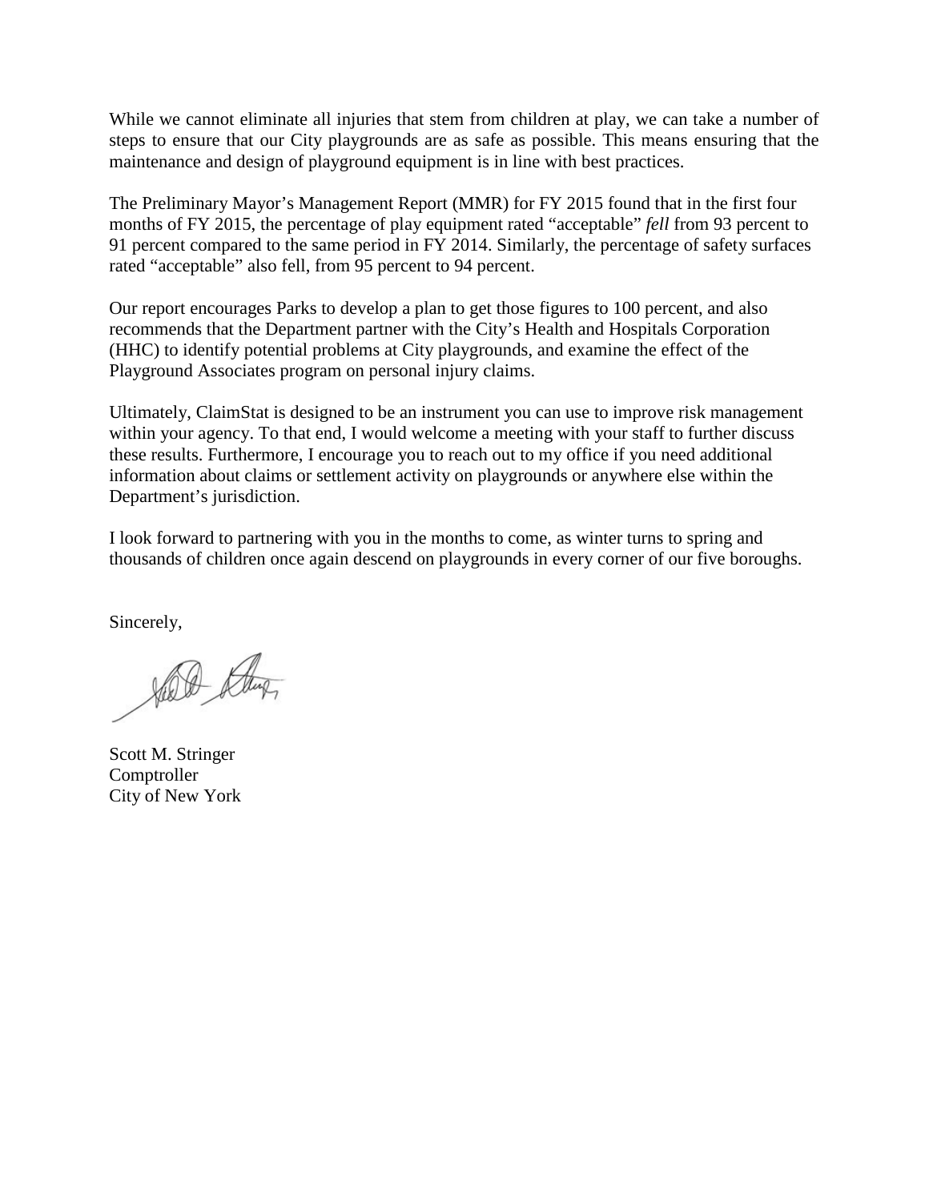While we cannot eliminate all injuries that stem from children at play, we can take a number of steps to ensure that our City playgrounds are as safe as possible. This means ensuring that the maintenance and design of playground equipment is in line with best practices.

The Preliminary Mayor's Management Report (MMR) for FY 2015 found that in the first four months of FY 2015, the percentage of play equipment rated "acceptable" *fell* from 93 percent to 91 percent compared to the same period in FY 2014. Similarly, the percentage of safety surfaces rated "acceptable" also fell, from 95 percent to 94 percent.

Our report encourages Parks to develop a plan to get those figures to 100 percent, and also recommends that the Department partner with the City's Health and Hospitals Corporation (HHC) to identify potential problems at City playgrounds, and examine the effect of the Playground Associates program on personal injury claims.

Ultimately, ClaimStat is designed to be an instrument you can use to improve risk management within your agency. To that end, I would welcome a meeting with your staff to further discuss these results. Furthermore, I encourage you to reach out to my office if you need additional information about claims or settlement activity on playgrounds or anywhere else within the Department's jurisdiction.

I look forward to partnering with you in the months to come, as winter turns to spring and thousands of children once again descend on playgrounds in every corner of our five boroughs.

Sincerely,

Scott M. Stringer
Comptroller
City of New York